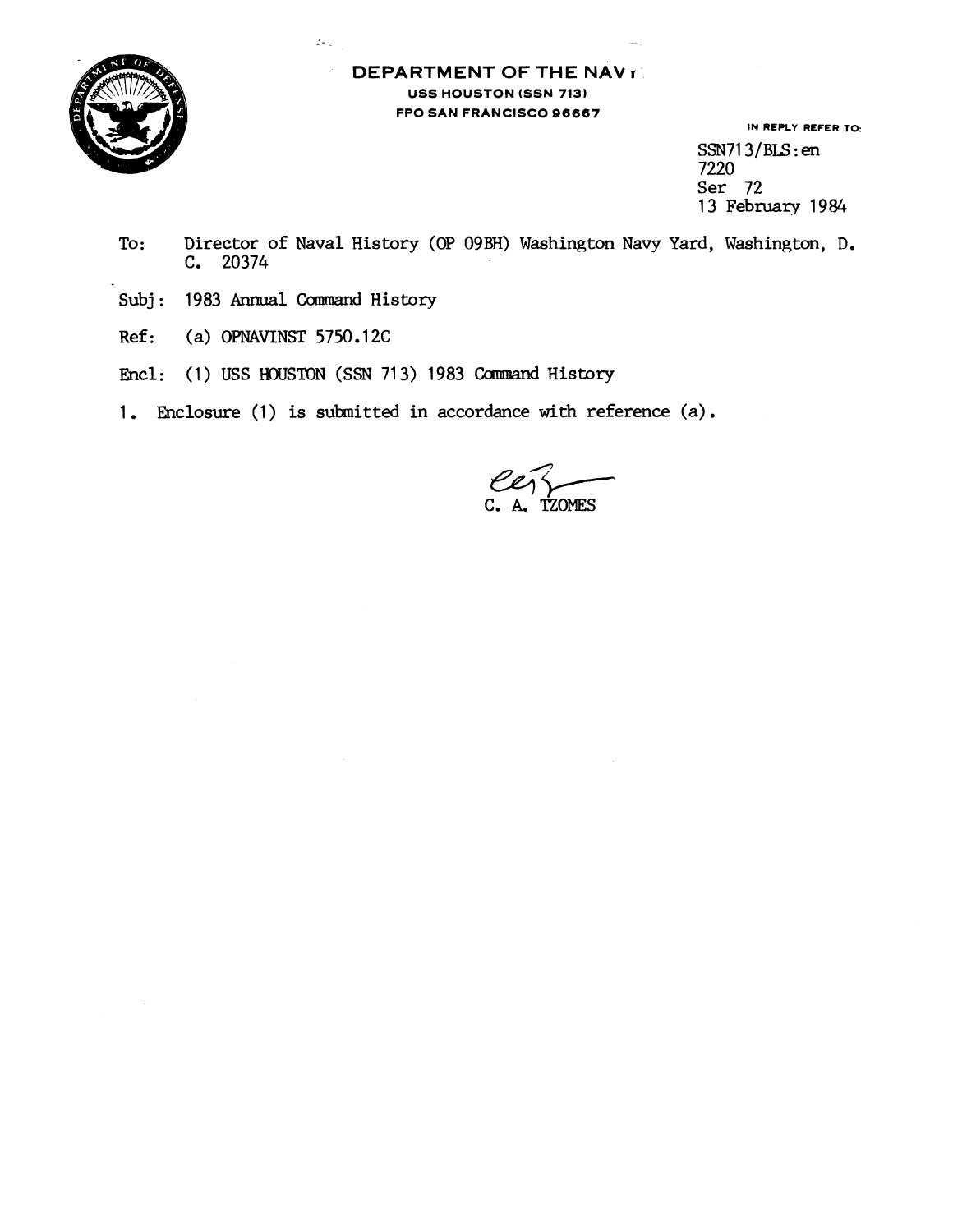**DEPARTMENT OF THE NAVY**
**USS HOUSTON (SSN 713)**
**FPO SAN FRANCISCO 96667**

IN REPLY REFER TO:
SSN713/BLS:en
7220
Ser 72
13 February 1984

To: Director of Naval History (OP 09BH) Washington Navy Yard, Washington, D. C. 20374

Subj: 1983 Annual Command History

Ref: (a) OPNAVINST 5750.12C

Encl: (1) USS HOUSTON (SSN 713) 1983 Command History

1. Enclosure (1) is submitted in accordance with reference (a).

C. A. TZOMES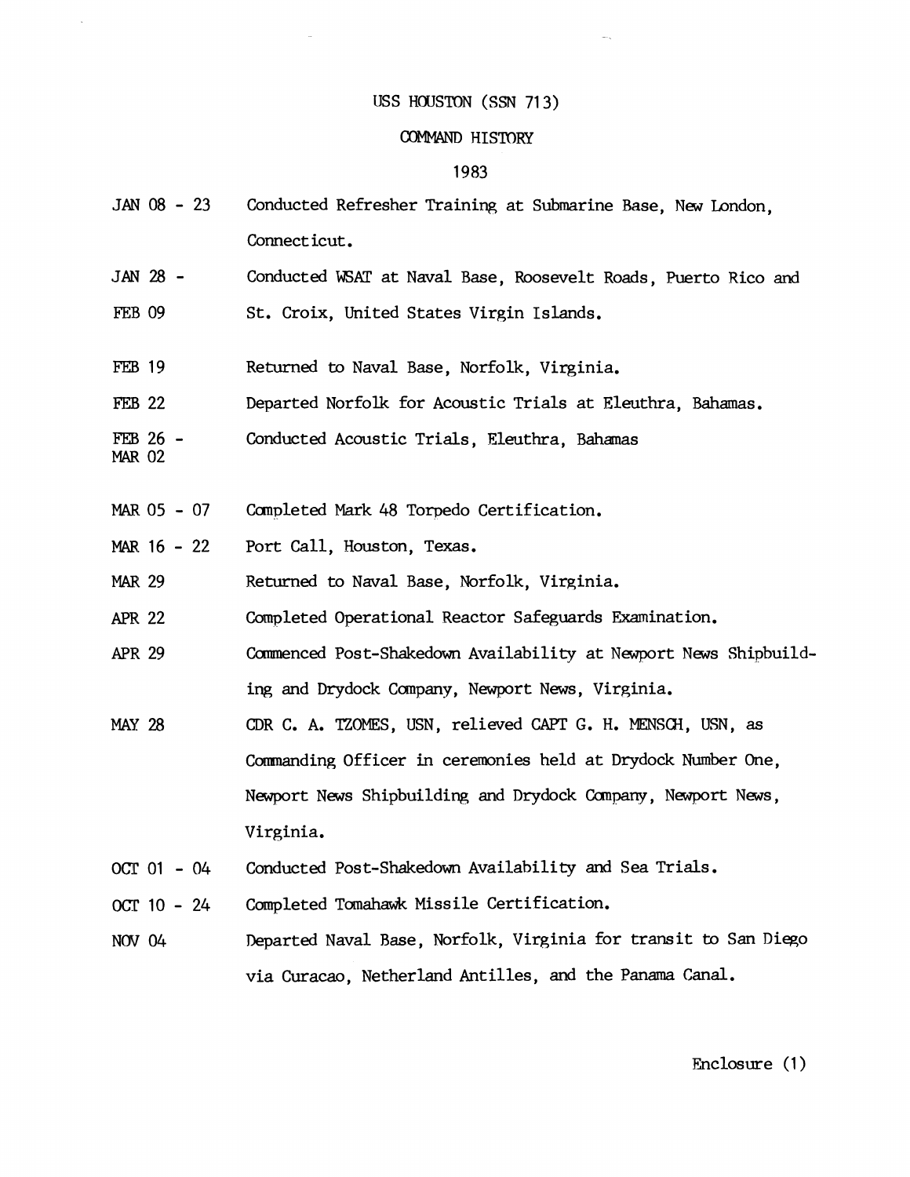# USS HOUSTON (SSN 713)

## COMMAND HISTORY

## 1983

| | |
|---|---|
| JAN 08 - 23 | Conducted Refresher Training at Submarine Base, New London, Connecticut. |
| JAN 28 - FEB 09 | Conducted WSAT at Naval Base, Roosevelt Roads, Puerto Rico and St. Croix, United States Virgin Islands. |
| FEB 19 | Returned to Naval Base, Norfolk, Virginia. |
| FEB 22 | Departed Norfolk for Acoustic Trials at Eleuthra, Bahamas. |
| FEB 26 - MAR 02 | Conducted Acoustic Trials, Eleuthra, Bahamas |
| MAR 05 - 07 | Completed Mark 48 Torpedo Certification. |
| MAR 16 - 22 | Port Call, Houston, Texas. |
| MAR 29 | Returned to Naval Base, Norfolk, Virginia. |
| APR 22 | Completed Operational Reactor Safeguards Examination. |
| APR 29 | Commenced Post-Shakedown Availability at Newport News Shipbuilding and Drydock Company, Newport News, Virginia. |
| MAY 28 | CDR C. A. TZOMES, USN, relieved CAPT G. H. MENSCH, USN, as Commanding Officer in ceremonies held at Drydock Number One, Newport News Shipbuilding and Drydock Company, Newport News, Virginia. |
| OCT 01 - 04 | Conducted Post-Shakedown Availability and Sea Trials. |
| OCT 10 - 24 | Completed Tomahawk Missile Certification. |
| NOV 04 | Departed Naval Base, Norfolk, Virginia for transit to San Diego via Curacao, Netherland Antilles, and the Panama Canal. |

Enclosure (1)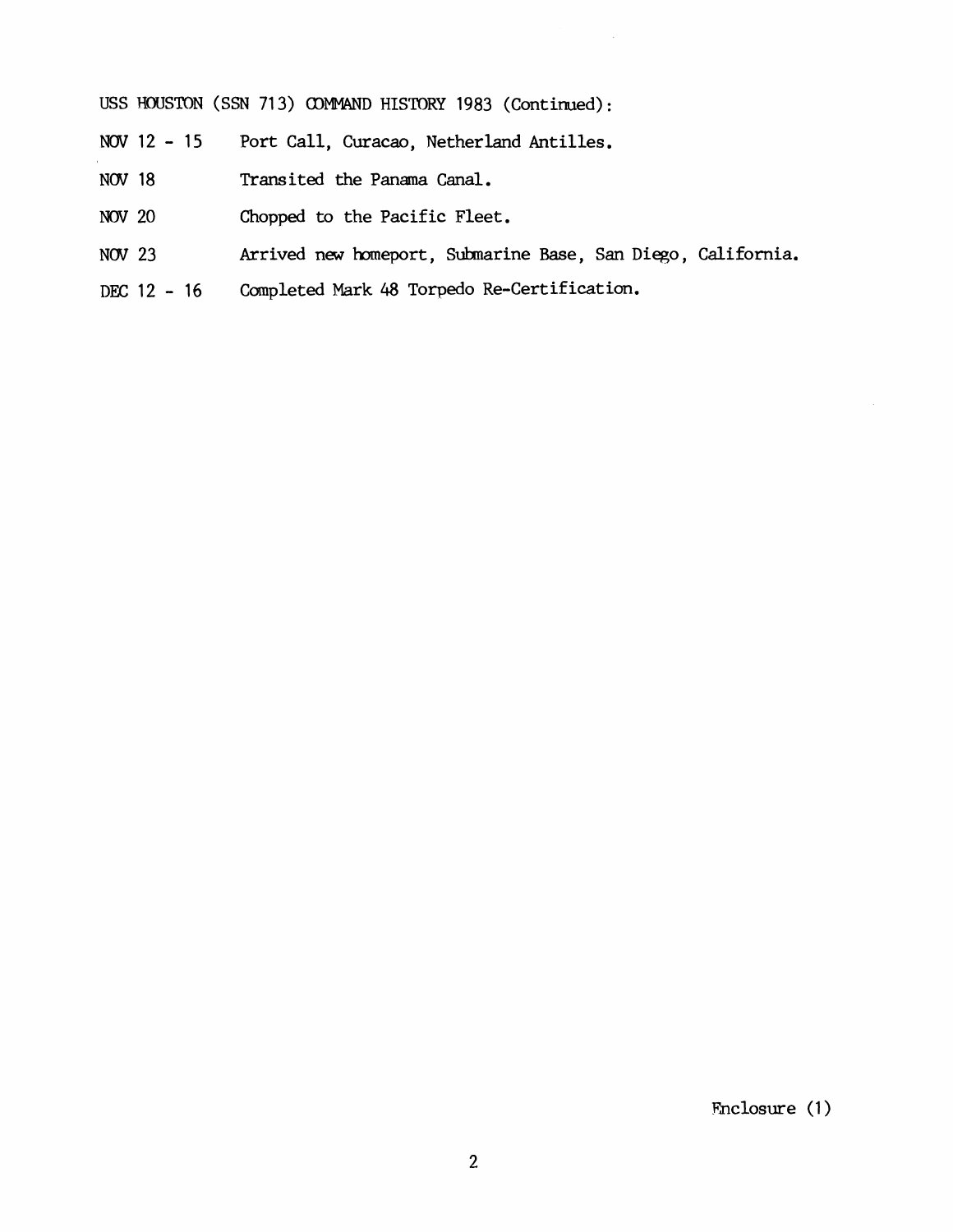USS HOUSTON (SSN 713) COMMAND HISTORY 1983 (Continued):

| | |
|---|---|
| NOV 12 - 15 | Port Call, Curacao, Netherland Antilles. |
| NOV 18 | Transited the Panama Canal. |
| NOV 20 | Chopped to the Pacific Fleet. |
| NOV 23 | Arrived new homeport, Submarine Base, San Diego, California. |
| DEC 12 - 16 | Completed Mark 48 Torpedo Re-Certification. |

Enclosure (1)